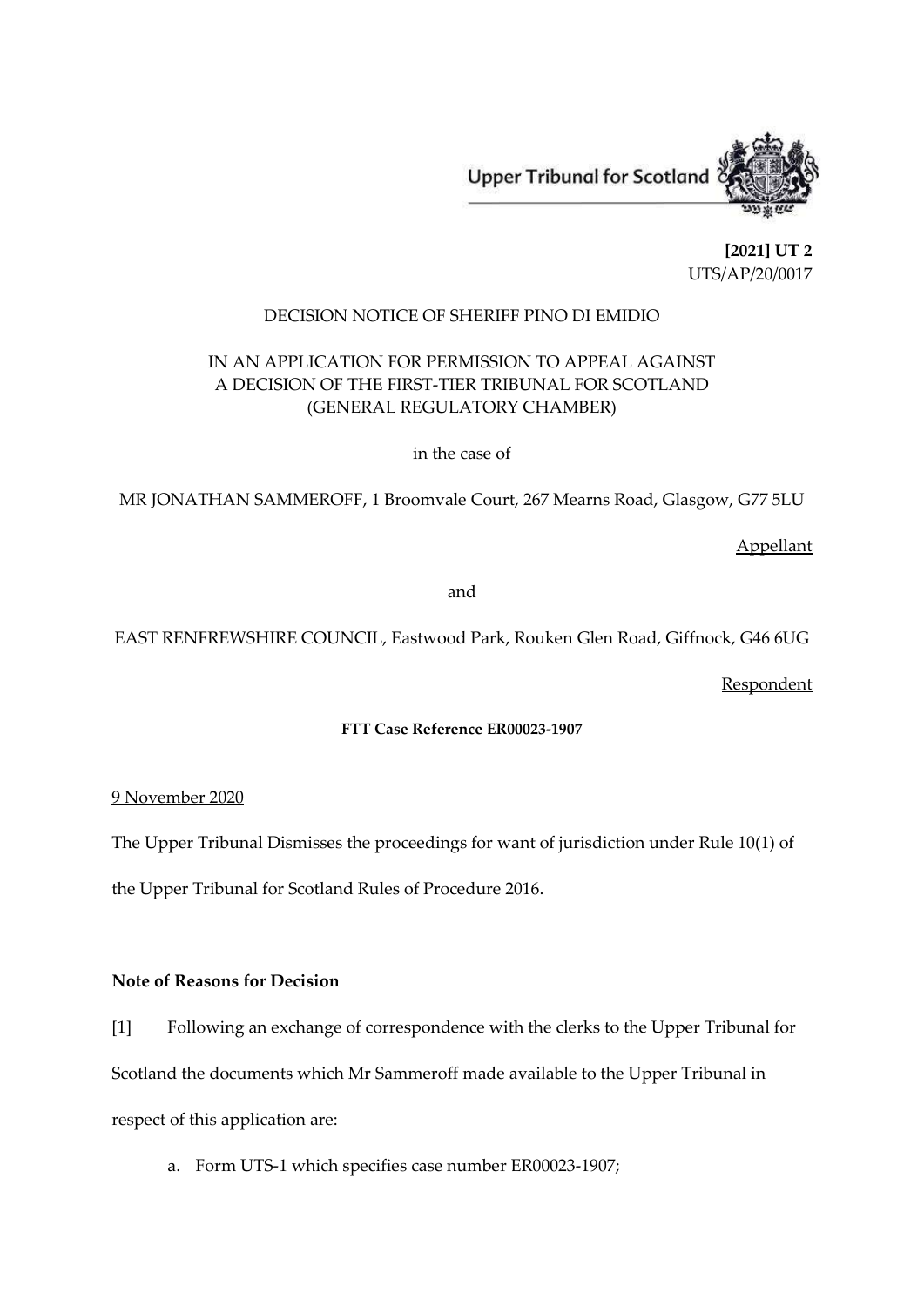Upper Tribunal for Scotland

**[2021] UT 2**
UTS/AP/20/0017

DECISION NOTICE OF SHERIFF PINO DI EMIDIO

IN AN APPLICATION FOR PERMISSION TO APPEAL AGAINST A DECISION OF THE FIRST-TIER TRIBUNAL FOR SCOTLAND (GENERAL REGULATORY CHAMBER)

in the case of

MR JONATHAN SAMMEROFF, 1 Broomvale Court, 267 Mearns Road, Glasgow, G77 5LU

Appellant

and

EAST RENFREWSHIRE COUNCIL, Eastwood Park, Rouken Glen Road, Giffnock, G46 6UG

Respondent

**FTT Case Reference ER00023-1907**

9 November 2020

The Upper Tribunal Dismisses the proceedings for want of jurisdiction under Rule 10(1) of the Upper Tribunal for Scotland Rules of Procedure 2016.

**Note of Reasons for Decision**

[1] Following an exchange of correspondence with the clerks to the Upper Tribunal for Scotland the documents which Mr Sammeroff made available to the Upper Tribunal in respect of this application are:

a. Form UTS-1 which specifies case number ER00023-1907;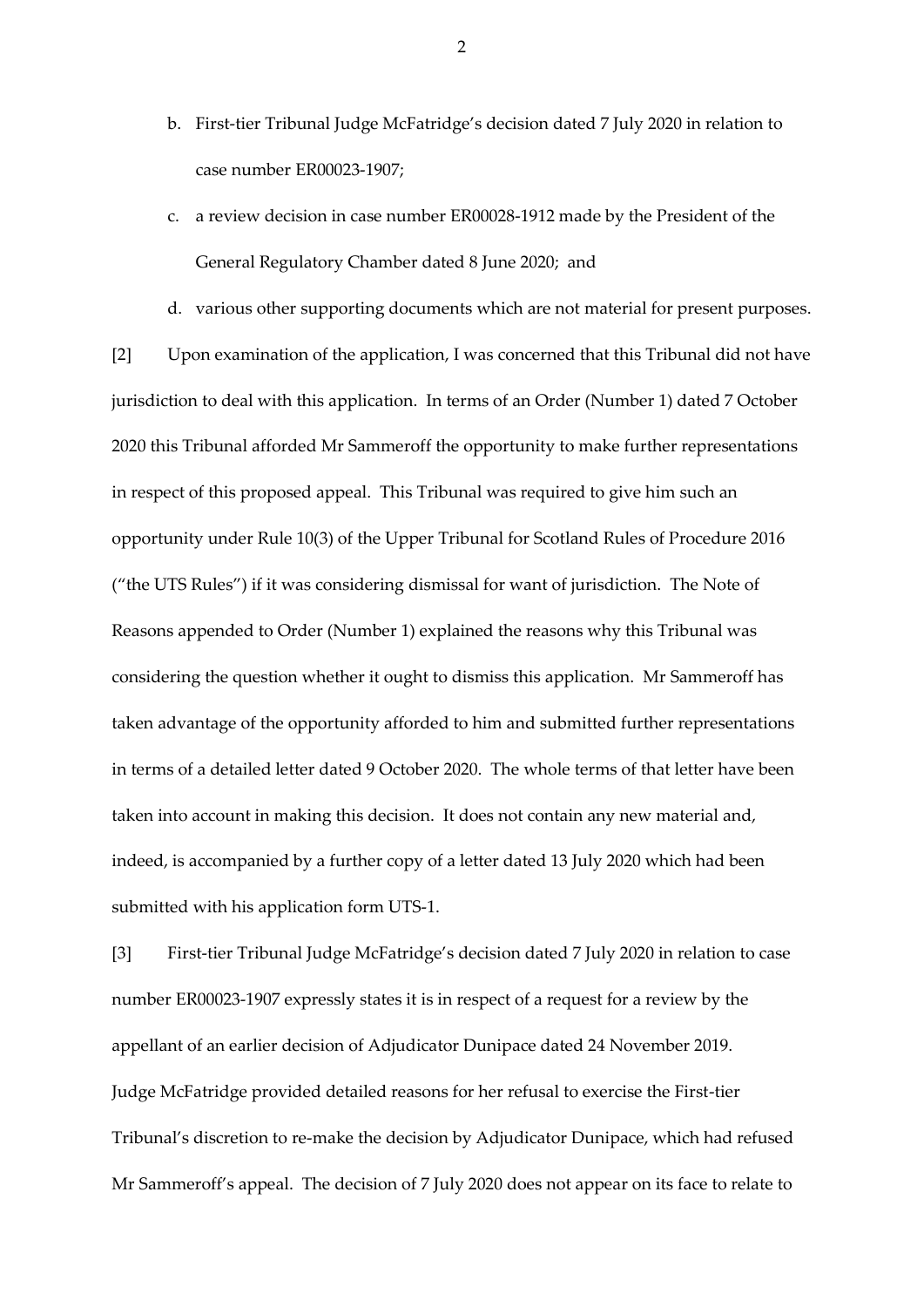b. First-tier Tribunal Judge McFatridge's decision dated 7 July 2020 in relation to case number ER00023-1907;

c. a review decision in case number ER00028-1912 made by the President of the General Regulatory Chamber dated 8 June 2020; and

d. various other supporting documents which are not material for present purposes.

[2] Upon examination of the application, I was concerned that this Tribunal did not have jurisdiction to deal with this application. In terms of an Order (Number 1) dated 7 October 2020 this Tribunal afforded Mr Sammeroff the opportunity to make further representations in respect of this proposed appeal. This Tribunal was required to give him such an opportunity under Rule 10(3) of the Upper Tribunal for Scotland Rules of Procedure 2016 ("the UTS Rules") if it was considering dismissal for want of jurisdiction. The Note of Reasons appended to Order (Number 1) explained the reasons why this Tribunal was considering the question whether it ought to dismiss this application. Mr Sammeroff has taken advantage of the opportunity afforded to him and submitted further representations in terms of a detailed letter dated 9 October 2020. The whole terms of that letter have been taken into account in making this decision. It does not contain any new material and, indeed, is accompanied by a further copy of a letter dated 13 July 2020 which had been submitted with his application form UTS-1.

[3] First-tier Tribunal Judge McFatridge's decision dated 7 July 2020 in relation to case number ER00023-1907 expressly states it is in respect of a request for a review by the appellant of an earlier decision of Adjudicator Dunipace dated 24 November 2019. Judge McFatridge provided detailed reasons for her refusal to exercise the First-tier Tribunal's discretion to re-make the decision by Adjudicator Dunipace, which had refused Mr Sammeroff's appeal. The decision of 7 July 2020 does not appear on its face to relate to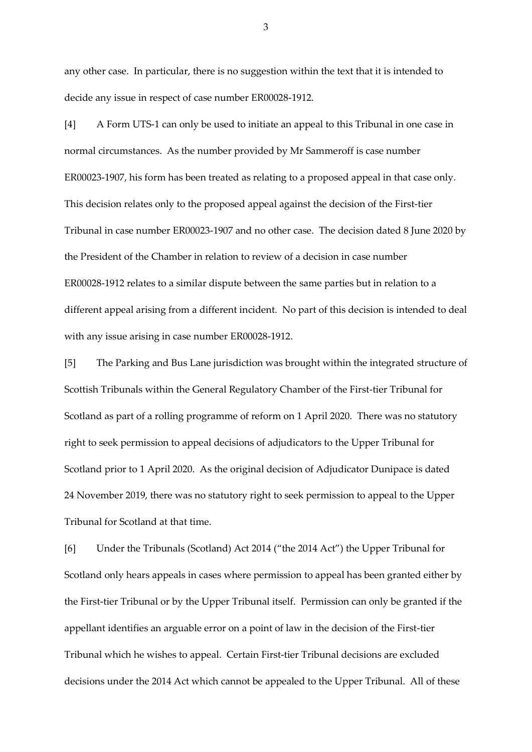any other case. In particular, there is no suggestion within the text that it is intended to decide any issue in respect of case number ER00028-1912.

[4] A Form UTS-1 can only be used to initiate an appeal to this Tribunal in one case in normal circumstances. As the number provided by Mr Sammeroff is case number ER00023-1907, his form has been treated as relating to a proposed appeal in that case only. This decision relates only to the proposed appeal against the decision of the First-tier Tribunal in case number ER00023-1907 and no other case. The decision dated 8 June 2020 by the President of the Chamber in relation to review of a decision in case number ER00028-1912 relates to a similar dispute between the same parties but in relation to a different appeal arising from a different incident. No part of this decision is intended to deal with any issue arising in case number ER00028-1912.

[5] The Parking and Bus Lane jurisdiction was brought within the integrated structure of Scottish Tribunals within the General Regulatory Chamber of the First-tier Tribunal for Scotland as part of a rolling programme of reform on 1 April 2020. There was no statutory right to seek permission to appeal decisions of adjudicators to the Upper Tribunal for Scotland prior to 1 April 2020. As the original decision of Adjudicator Dunipace is dated 24 November 2019, there was no statutory right to seek permission to appeal to the Upper Tribunal for Scotland at that time.

[6] Under the Tribunals (Scotland) Act 2014 ("the 2014 Act") the Upper Tribunal for Scotland only hears appeals in cases where permission to appeal has been granted either by the First-tier Tribunal or by the Upper Tribunal itself. Permission can only be granted if the appellant identifies an arguable error on a point of law in the decision of the First-tier Tribunal which he wishes to appeal. Certain First-tier Tribunal decisions are excluded decisions under the 2014 Act which cannot be appealed to the Upper Tribunal. All of these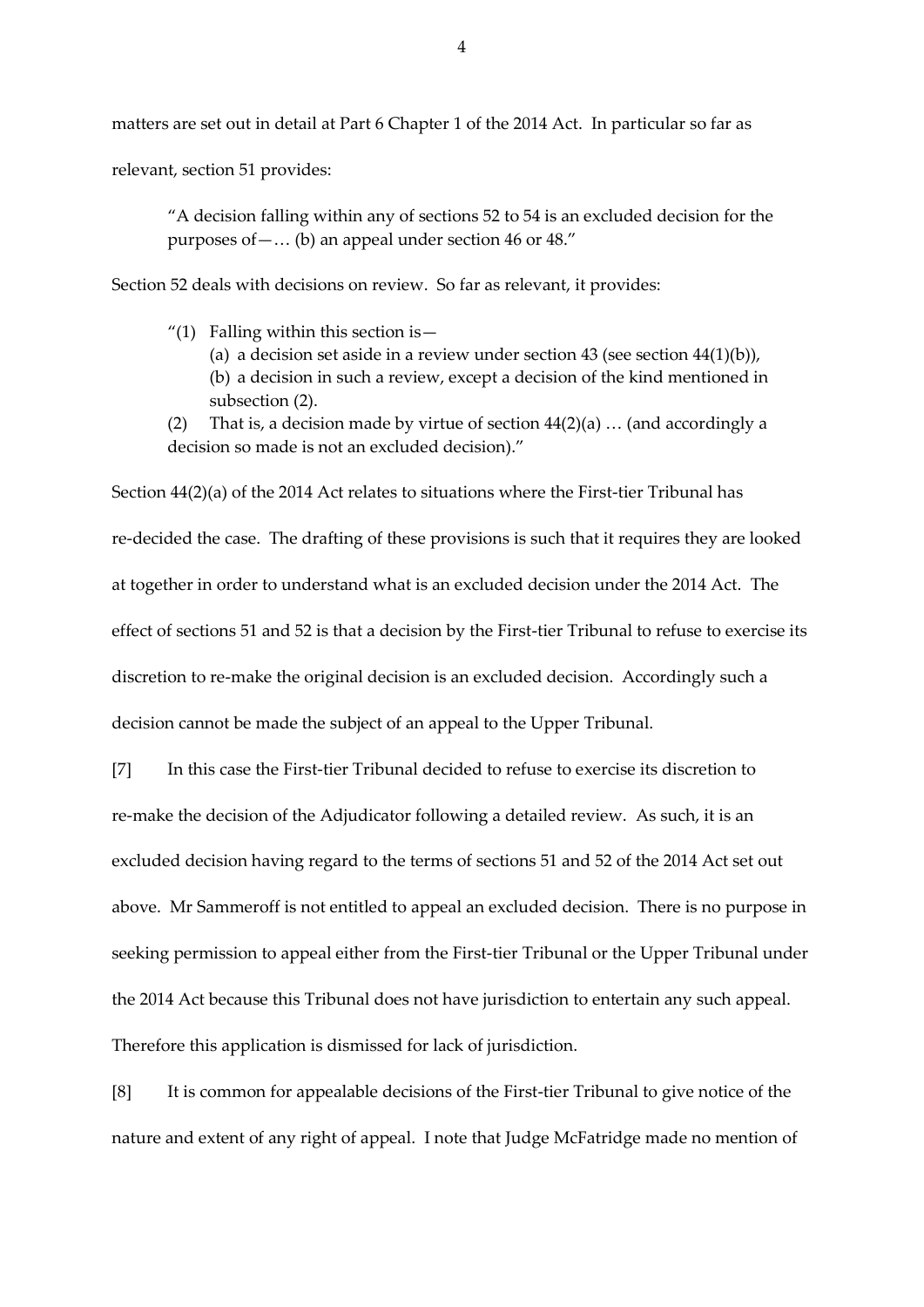matters are set out in detail at Part 6 Chapter 1 of the 2014 Act. In particular so far as relevant, section 51 provides:

> "A decision falling within any of sections 52 to 54 is an excluded decision for the purposes of—… (b) an appeal under section 46 or 48."

Section 52 deals with decisions on review. So far as relevant, it provides:

> "(1) Falling within this section is—
> (a) a decision set aside in a review under section 43 (see section 44(1)(b)),
> (b) a decision in such a review, except a decision of the kind mentioned in subsection (2).
>
> (2) That is, a decision made by virtue of section 44(2)(a) … (and accordingly a decision so made is not an excluded decision)."

Section 44(2)(a) of the 2014 Act relates to situations where the First-tier Tribunal has re-decided the case. The drafting of these provisions is such that it requires they are looked at together in order to understand what is an excluded decision under the 2014 Act. The effect of sections 51 and 52 is that a decision by the First-tier Tribunal to refuse to exercise its discretion to re-make the original decision is an excluded decision. Accordingly such a decision cannot be made the subject of an appeal to the Upper Tribunal.

[7] In this case the First-tier Tribunal decided to refuse to exercise its discretion to re-make the decision of the Adjudicator following a detailed review. As such, it is an excluded decision having regard to the terms of sections 51 and 52 of the 2014 Act set out above. Mr Sammeroff is not entitled to appeal an excluded decision. There is no purpose in seeking permission to appeal either from the First-tier Tribunal or the Upper Tribunal under the 2014 Act because this Tribunal does not have jurisdiction to entertain any such appeal. Therefore this application is dismissed for lack of jurisdiction.

[8] It is common for appealable decisions of the First-tier Tribunal to give notice of the nature and extent of any right of appeal. I note that Judge McFatridge made no mention of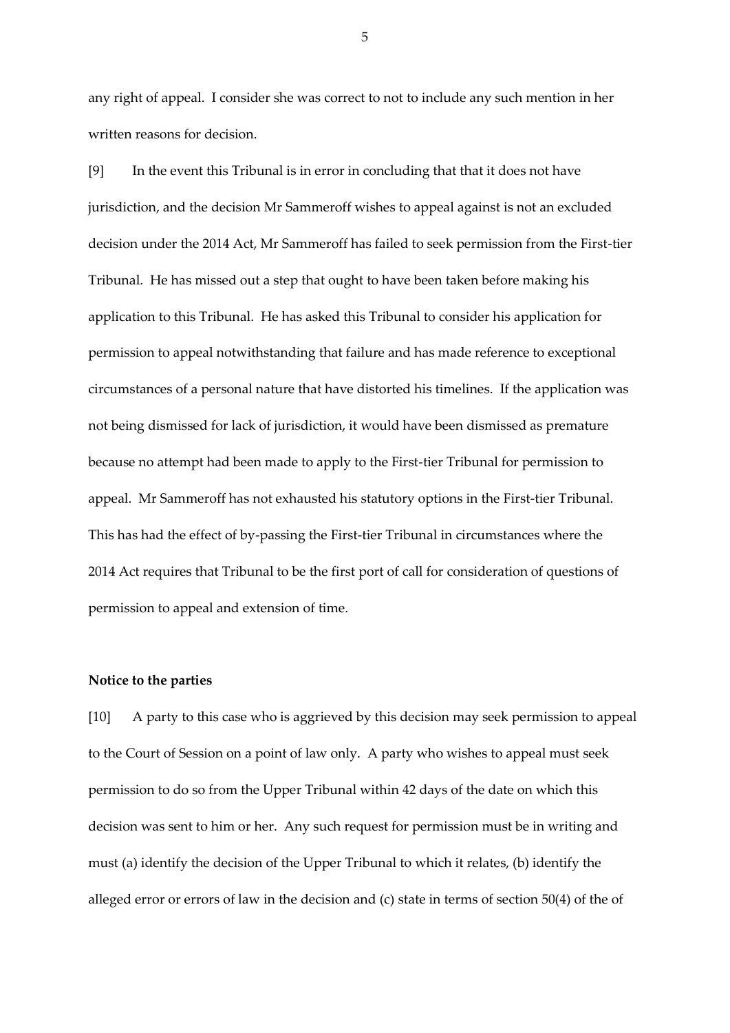any right of appeal. I consider she was correct to not to include any such mention in her written reasons for decision.

[9] In the event this Tribunal is in error in concluding that that it does not have jurisdiction, and the decision Mr Sammeroff wishes to appeal against is not an excluded decision under the 2014 Act, Mr Sammeroff has failed to seek permission from the First-tier Tribunal. He has missed out a step that ought to have been taken before making his application to this Tribunal. He has asked this Tribunal to consider his application for permission to appeal notwithstanding that failure and has made reference to exceptional circumstances of a personal nature that have distorted his timelines. If the application was not being dismissed for lack of jurisdiction, it would have been dismissed as premature because no attempt had been made to apply to the First-tier Tribunal for permission to appeal. Mr Sammeroff has not exhausted his statutory options in the First-tier Tribunal. This has had the effect of by-passing the First-tier Tribunal in circumstances where the 2014 Act requires that Tribunal to be the first port of call for consideration of questions of permission to appeal and extension of time.

**Notice to the parties**

[10] A party to this case who is aggrieved by this decision may seek permission to appeal to the Court of Session on a point of law only. A party who wishes to appeal must seek permission to do so from the Upper Tribunal within 42 days of the date on which this decision was sent to him or her. Any such request for permission must be in writing and must (a) identify the decision of the Upper Tribunal to which it relates, (b) identify the alleged error or errors of law in the decision and (c) state in terms of section 50(4) of the of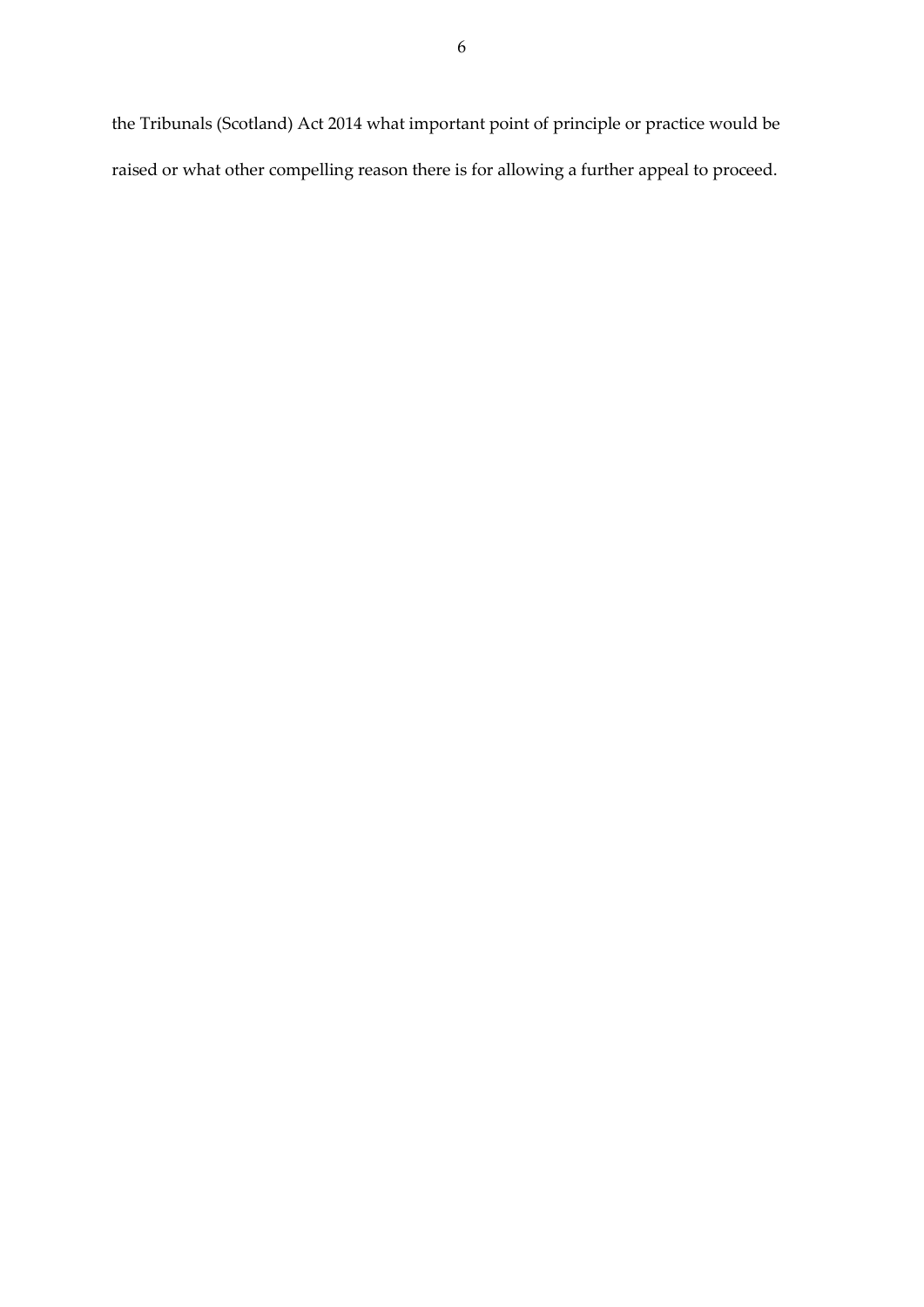the Tribunals (Scotland) Act 2014 what important point of principle or practice would be raised or what other compelling reason there is for allowing a further appeal to proceed.